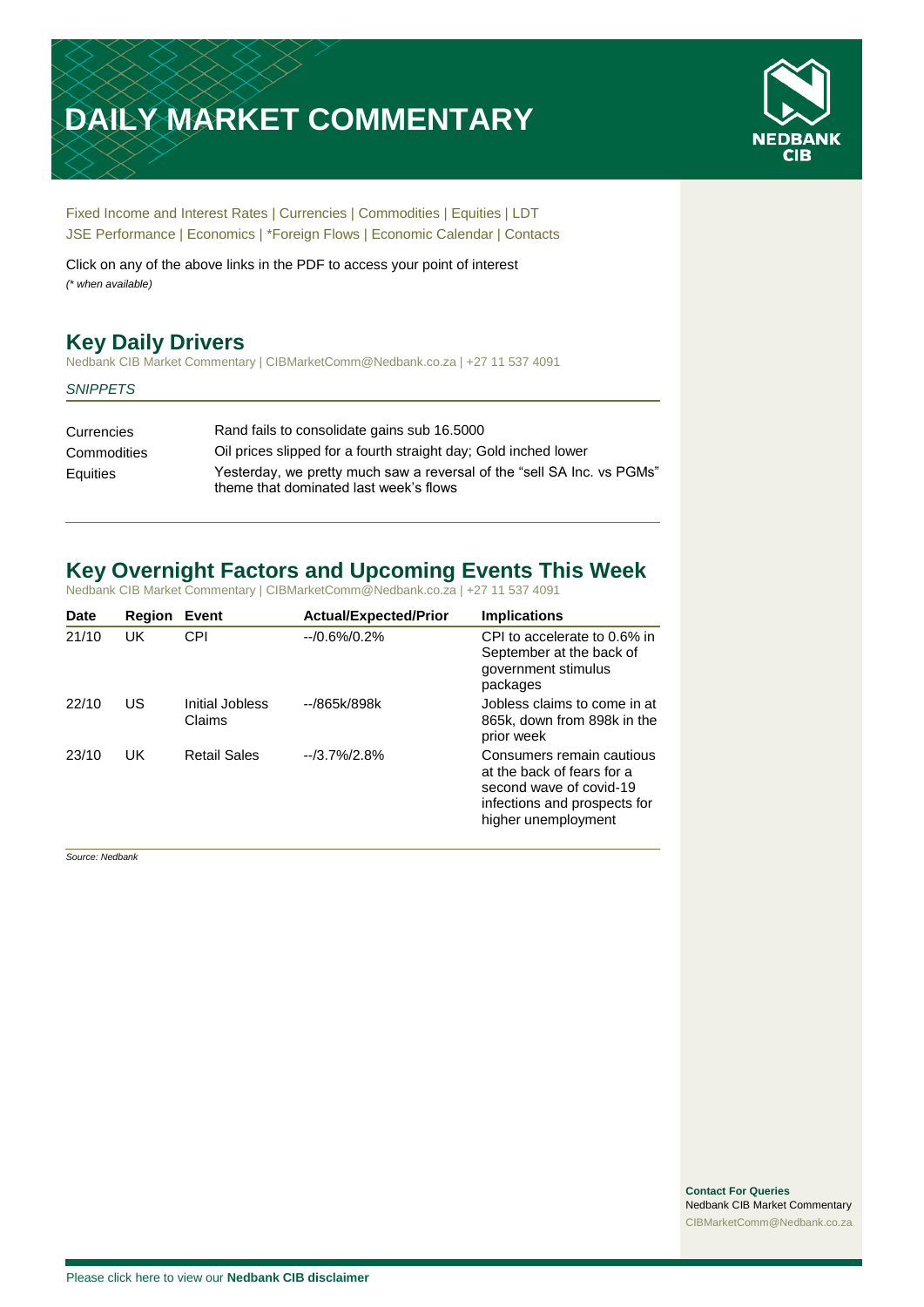# DAILY MARKET COMMENTARY

Fixed Income and Interest Rates | Currencies | Commodities | Equities | LDT
JSE Performance | Economics | *Foreign Flows | Economic Calendar | Contacts

Click on any of the above links in the PDF to access your point of interest
*(* when available)*

## Key Daily Drivers

Nedbank CIB Market Commentary | CIBMarketComm@Nedbank.co.za | +27 11 537 4091

*SNIPPETS*

| | |
|---|---|
| Currencies | Rand fails to consolidate gains sub 16.5000 |
| Commodities | Oil prices slipped for a fourth straight day; Gold inched lower |
| Equities | Yesterday, we pretty much saw a reversal of the "sell SA Inc. vs PGMs" theme that dominated last week's flows |

## Key Overnight Factors and Upcoming Events This Week

Nedbank CIB Market Commentary | CIBMarketComm@Nedbank.co.za | +27 11 537 4091

| Date | Region | Event | Actual/Expected/Prior | Implications |
|---|---|---|---|---|
| 21/10 | UK | CPI | --/0.6%/0.2% | CPI to accelerate to 0.6% in September at the back of government stimulus packages |
| 22/10 | US | Initial Jobless Claims | --/865k/898k | Jobless claims to come in at 865k, down from 898k in the prior week |
| 23/10 | UK | Retail Sales | --/3.7%/2.8% | Consumers remain cautious at the back of fears for a second wave of covid-19 infections and prospects for higher unemployment |

*Source: Nedbank*

**Contact For Queries**
Nedbank CIB Market Commentary
CIBMarketComm@Nedbank.co.za

Please click here to view our **Nedbank CIB disclaimer**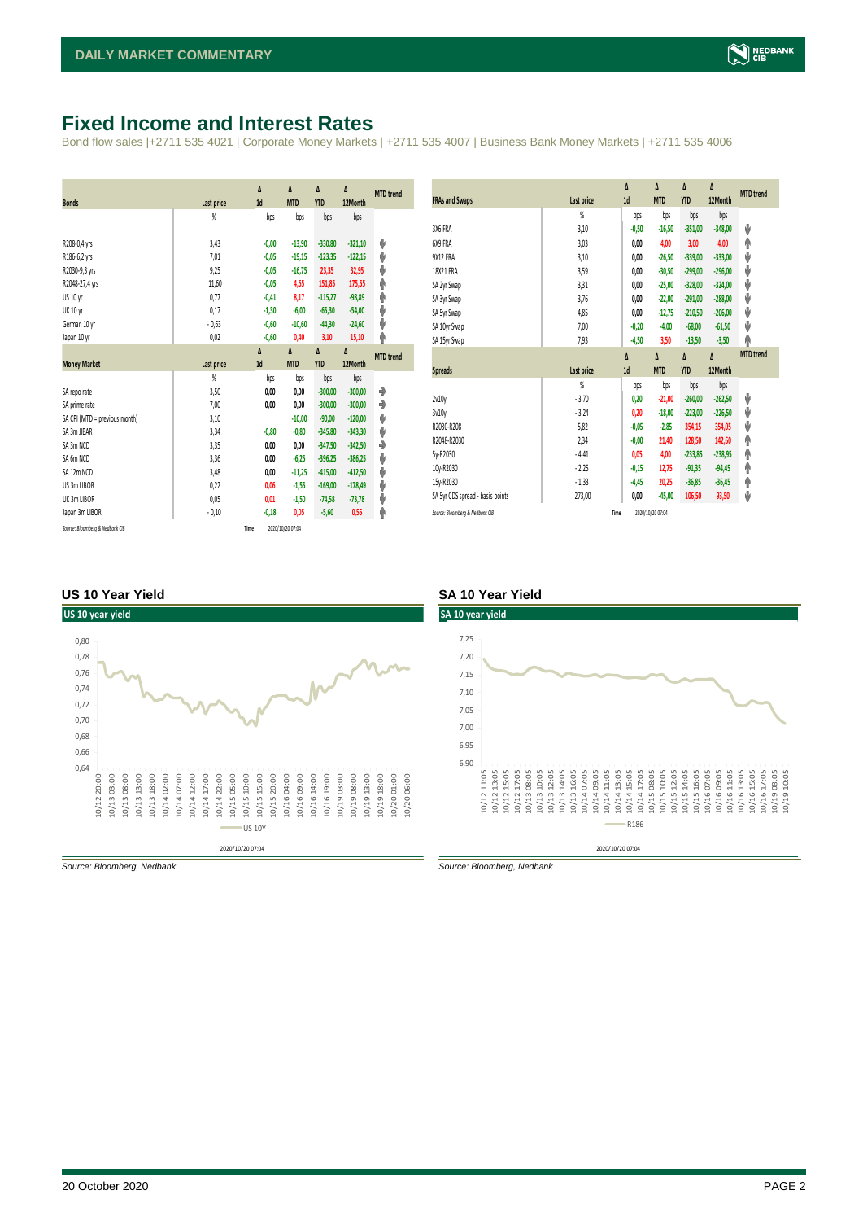# Fixed Income and Interest Rates

Bond flow sales |+2711 535 4021 | Corporate Money Markets | +2711 535 4007 | Business Bank Money Markets | +2711 535 4006

| Bonds | Last price | Δ 1d | Δ MTD | Δ YTD | Δ 12Month | MTD trend |
|---|---|---|---|---|---|---|
| | % | bps | bps | bps | bps | |
| R208-0,4 yrs | 3,43 | -0,00 | -13,90 | -330,80 | -321,10 | ↓ |
| R186-6,2 yrs | 7,01 | -0,05 | -19,15 | -123,35 | -122,15 | ↓ |
| R2030-9,3 yrs | 9,25 | -0,05 | -16,75 | 23,35 | 32,95 | ↓ |
| R2048-27,4 yrs | 11,60 | -0,05 | 4,65 | 151,85 | 175,55 | ↑ |
| US 10 yr | 0,77 | -0,41 | 8,17 | -115,27 | -98,89 | ↑ |
| UK 10 yr | 0,17 | -1,30 | -6,00 | -65,30 | -54,00 | ↓ |
| German 10 yr | -0,63 | -0,60 | -10,60 | -44,30 | -24,60 | ↓ |
| Japan 10 yr | 0,02 | -0,60 | 0,40 | 3,10 | 15,10 | ↑ |

| Money Market | Last price | Δ 1d | Δ MTD | Δ YTD | Δ 12Month | MTD trend |
|---|---|---|---|---|---|---|
| | % | bps | bps | bps | bps | |
| SA repo rate | 3,50 | 0,00 | 0,00 | -300,00 | -300,00 | → |
| SA prime rate | 7,00 | 0,00 | 0,00 | -300,00 | -300,00 | → |
| SA CPI (MTD = previous month) | 3,10 | | -10,00 | -90,00 | -120,00 | ↓ |
| SA 3m JIBAR | 3,34 | -0,80 | -0,80 | -345,80 | -343,30 | ↓ |
| SA 3m NCD | 3,35 | 0,00 | 0,00 | -347,50 | -342,50 | → |
| SA 6m NCD | 3,36 | 0,00 | -6,25 | -396,25 | -386,25 | ↓ |
| SA 12m NCD | 3,48 | 0,00 | -11,25 | -415,00 | -412,50 | ↓ |
| US 3m LIBOR | 0,22 | 0,06 | -1,55 | -169,00 | -178,49 | ↓ |
| UK 3m LIBOR | 0,05 | 0,01 | -1,50 | -74,58 | -73,78 | ↓ |
| Japan 3m LIBOR | -0,10 | -0,18 | 0,05 | -5,60 | 0,55 | ↑ |

Source: Bloomberg & Nedbank CIB Time 2020/10/20 07:04

| FRAs and Swaps | Last price | Δ 1d | Δ MTD | Δ YTD | Δ 12Month | MTD trend |
|---|---|---|---|---|---|---|
| | % | bps | bps | bps | bps | |
| 3X6 FRA | 3,10 | -0,50 | -16,50 | -351,00 | -348,00 | ↓ |
| 6X9 FRA | 3,03 | 0,00 | 4,00 | 3,00 | 4,00 | ↑ |
| 9X12 FRA | 3,10 | 0,00 | -26,50 | -339,00 | -333,00 | ↓ |
| 18X21 FRA | 3,59 | 0,00 | -30,50 | -299,00 | -296,00 | ↓ |
| SA 2yr Swap | 3,31 | 0,00 | -25,00 | -328,00 | -324,00 | ↓ |
| SA 3yr Swap | 3,76 | 0,00 | -22,00 | -291,00 | -288,00 | ↓ |
| SA 5yr Swap | 4,85 | 0,00 | -12,75 | -210,50 | -206,00 | ↓ |
| SA 10yr Swap | 7,00 | -0,20 | -4,00 | -68,00 | -61,50 | ↓ |
| SA 15yr Swap | 7,93 | -4,50 | 3,50 | -13,50 | -3,50 | ↑ |

| Spreads | Last price | Δ 1d | Δ MTD | Δ YTD | Δ 12Month | MTD trend |
|---|---|---|---|---|---|---|
| | % | bps | bps | bps | bps | |
| 2v10y | -3,70 | 0,20 | -21,00 | -260,00 | -262,50 | ↓ |
| 3v10y | -3,24 | 0,20 | -18,00 | -223,00 | -226,50 | ↓ |
| R2030-R208 | 5,82 | -0,05 | -2,85 | 354,15 | 354,05 | ↓ |
| R2048-R2030 | 2,34 | -0,00 | 21,40 | 128,50 | 142,60 | ↑ |
| 5y-R2030 | -4,41 | 0,05 | 4,00 | -233,85 | -238,95 | ↑ |
| 10y-R2030 | -2,25 | -0,15 | 12,75 | -91,35 | -94,45 | ↑ |
| 15y-R2030 | -1,33 | -4,45 | 20,25 | -36,85 | -36,45 | ↑ |
| SA 5yr CDS spread - basis points | 273,00 | 0,00 | -45,00 | 106,50 | 93,50 | ↓ |

Source: Bloomberg & Nedbank CIB Time 2020/10/20 07:04

### US 10 Year Yield

Source: Bloomberg, Nedbank

### SA 10 Year Yield

Source: Bloomberg, Nedbank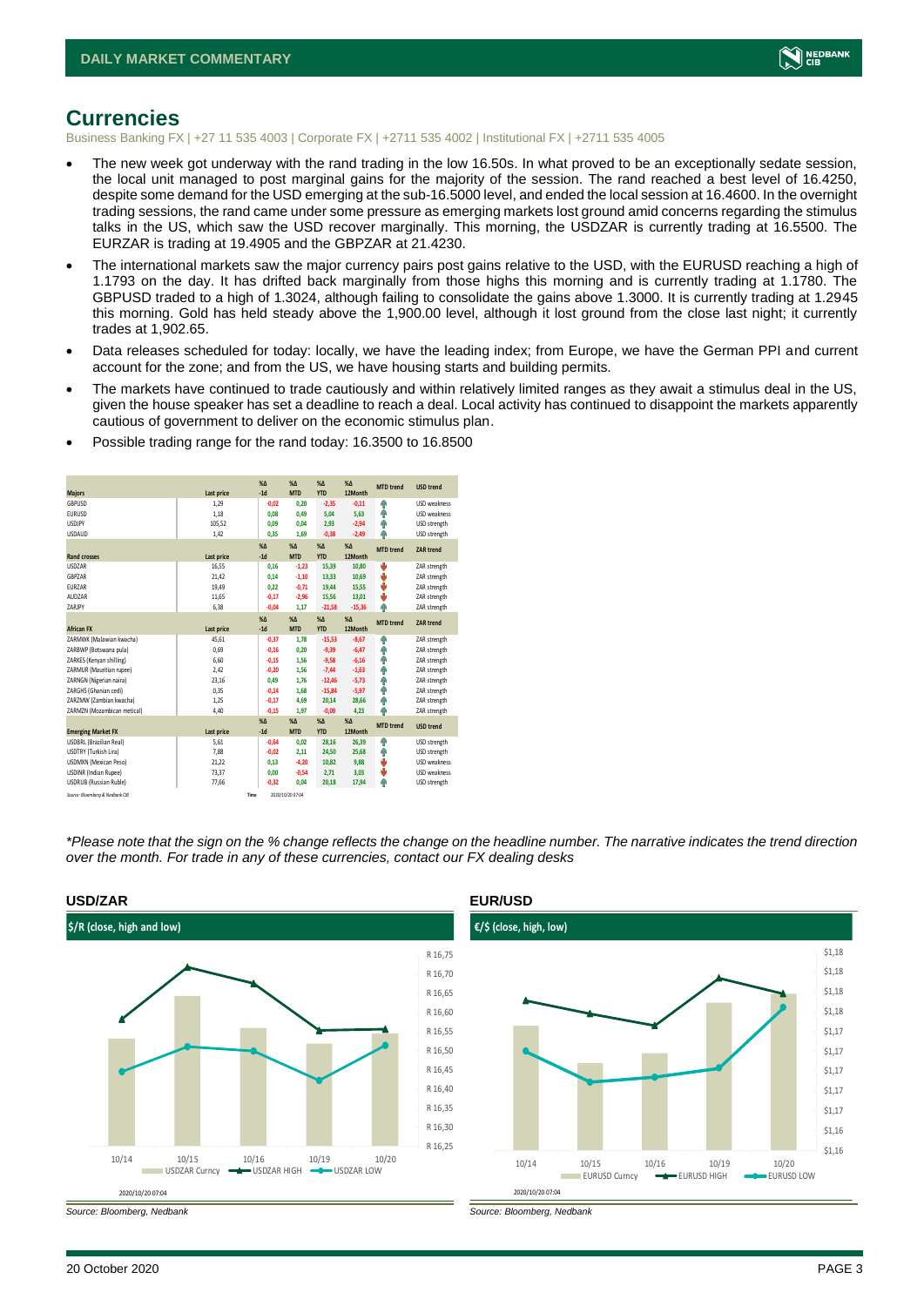## Currencies

Business Banking FX | +27 11 535 4003 | Corporate FX | +2711 535 4002 | Institutional FX | +2711 535 4005

- The new week got underway with the rand trading in the low 16.50s. In what proved to be an exceptionally sedate session, the local unit managed to post marginal gains for the majority of the session. The rand reached a best level of 16.4250, despite some demand for the USD emerging at the sub-16.5000 level, and ended the local session at 16.4600. In the overnight trading sessions, the rand came under some pressure as emerging markets lost ground amid concerns regarding the stimulus talks in the US, which saw the USD recover marginally. This morning, the USDZAR is currently trading at 16.5500. The EURZAR is trading at 19.4905 and the GBPZAR at 21.4230.
- The international markets saw the major currency pairs post gains relative to the USD, with the EURUSD reaching a high of 1.1793 on the day. It has drifted back marginally from those highs this morning and is currently trading at 1.1780. The GBPUSD traded to a high of 1.3024, although failing to consolidate the gains above 1.3000. It is currently trading at 1.2945 this morning. Gold has held steady above the 1,900.00 level, although it lost ground from the close last night; it currently trades at 1,902.65.
- Data releases scheduled for today: locally, we have the leading index; from Europe, we have the German PPI and current account for the zone; and from the US, we have housing starts and building permits.
- The markets have continued to trade cautiously and within relatively limited ranges as they await a stimulus deal in the US, given the house speaker has set a deadline to reach a deal. Local activity has continued to disappoint the markets apparently cautious of government to deliver on the economic stimulus plan.
- Possible trading range for the rand today: 16.3500 to 16.8500

| Majors | Last price | %Δ -1d | %Δ MTD | %Δ YTD | %Δ 12Month | MTD trend | USD trend |
|---|---|---|---|---|---|---|---|
| GBPUSD | 1,29 | -0,02 | 0,20 | -2,35 | -0,11 | ↑ | USD weakness |
| EURUSD | 1,18 | 0,08 | 0,49 | 5,04 | 5,63 | ↑ | USD weakness |
| USDJPY | 105,52 | 0,09 | 0,04 | 2,93 | -2,94 | ↑ | USD strength |
| USDAUD | 1,42 | 0,35 | 1,69 | -0,38 | -2,49 | ↑ | USD strength |
| **Rand crosses** | **Last price** | **%Δ -1d** | **%Δ MTD** | **%Δ YTD** | **%Δ 12Month** | **MTD trend** | **ZAR trend** |
| USDZAR | 16,55 | 0,16 | -1,23 | 15,39 | 10,80 | ↓ | ZAR strength |
| GBPZAR | 21,42 | 0,14 | -1,10 | 13,33 | 10,69 | ↓ | ZAR strength |
| EURZAR | 19,49 | 0,22 | -0,71 | 19,44 | 15,55 | ↓ | ZAR strength |
| AUDZAR | 11,65 | -0,17 | -2,96 | 15,56 | 13,01 | ↓ | ZAR strength |
| ZARJPY | 6,38 | -0,04 | 1,17 | -21,58 | -15,36 | ↑ | ZAR strength |
| **African FX** | **Last price** | **%Δ -1d** | **%Δ MTD** | **%Δ YTD** | **%Δ 12Month** | **MTD trend** | **ZAR trend** |
| ZARMWK (Malawian kwacha) | 45,61 | -0,37 | 1,78 | -15,53 | -8,67 | ↑ | ZAR strength |
| ZARBWP (Botswana pula) | 0,69 | -0,16 | 0,20 | -9,39 | -6,47 | ↑ | ZAR strength |
| ZARKES (Kenyan shilling) | 6,60 | -0,15 | 1,56 | -9,58 | -6,16 | ↑ | ZAR strength |
| ZARMUR (Mauritian rupee) | 2,42 | -0,20 | 1,56 | -7,44 | -1,63 | ↑ | ZAR strength |
| ZARNGN (Nigerian naira) | 23,16 | 0,49 | 1,76 | -12,46 | -5,73 | ↑ | ZAR strength |
| ZARGHS (Ghanian cedi) | 0,35 | -0,14 | 1,68 | -15,84 | -5,97 | ↑ | ZAR strength |
| ZARZMW (Zambian kwacha) | 1,25 | -0,17 | 4,69 | 20,14 | 28,66 | ↑ | ZAR strength |
| ZARMZN (Mozambican metical) | 4,40 | -0,15 | 1,97 | -0,00 | 4,23 | ↑ | ZAR strength |
| **Emerging Market FX** | **Last price** | **%Δ -1d** | **%Δ MTD** | **%Δ YTD** | **%Δ 12Month** | **MTD trend** | **USD trend** |
| USDBRL (Brazilian Real) | 5,61 | -0,64 | 0,02 | 28,16 | 26,39 | ↑ | USD strength |
| USDTRY (Turkish Lira) | 7,88 | -0,02 | 2,11 | 24,50 | 25,68 | ↑ | USD strength |
| USDMXN (Mexican Peso) | 21,22 | 0,13 | -4,20 | 10,82 | 9,88 | ↓ | USD weakness |
| USDINR (Indian Rupee) | 73,37 | 0,00 | -0,54 | 2,71 | 3,03 | ↓ | USD weakness |
| USDRUB (Russian Ruble) | 77,66 | -0,32 | 0,04 | 20,18 | 17,94 | ↑ | USD strength |

Source: Bloomberg & Nedbank CIB Time 2020/10/20 07:04

*\*Please note that the sign on the % change reflects the change on the headline number. The narrative indicates the trend direction over the month. For trade in any of these currencies, contact our FX dealing desks*

### USD/ZAR

$/R (close, high and low)

2020/10/20 07:04

Source: Bloomberg, Nedbank

### EUR/USD

€/$ (close, high, low)

2020/10/20 07:04

Source: Bloomberg, Nedbank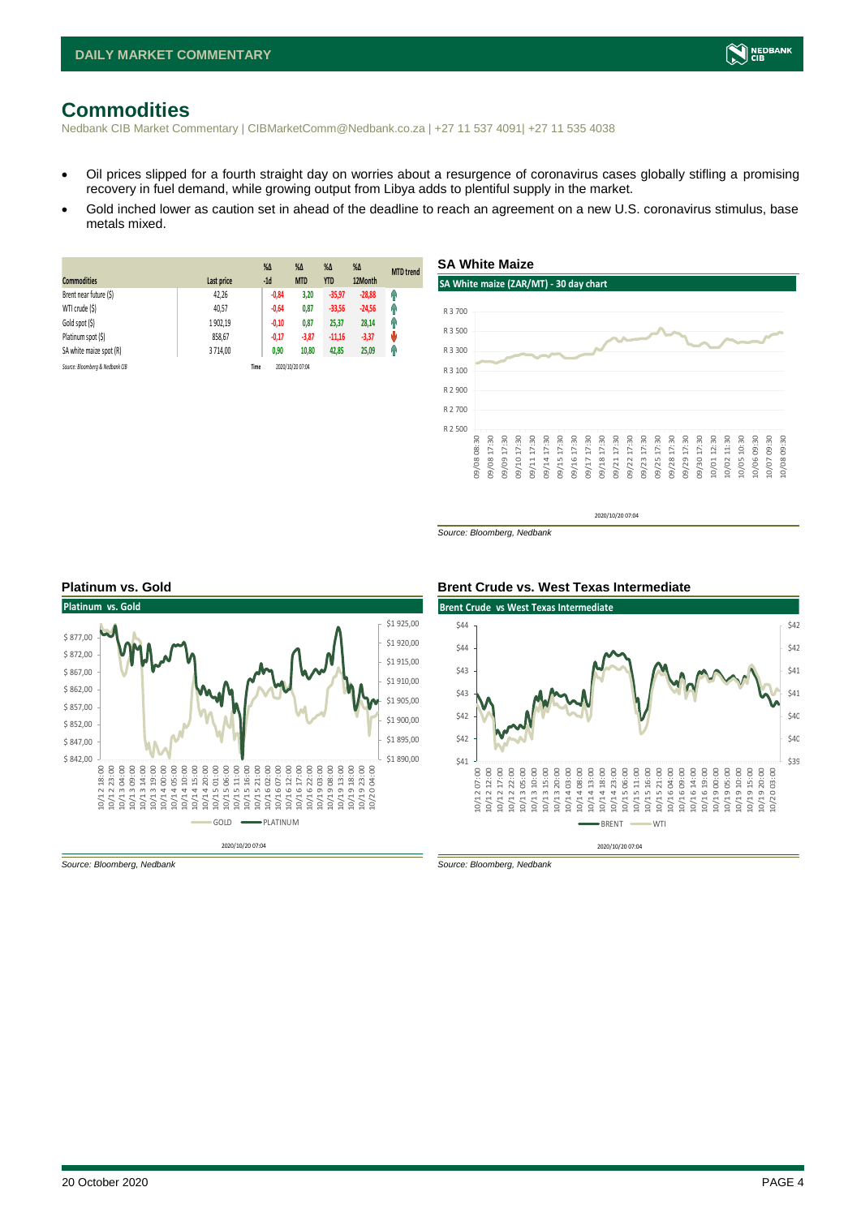# Commodities

Nedbank CIB Market Commentary | CIBMarketComm@Nedbank.co.za | +27 11 537 4091| +27 11 535 4038

- Oil prices slipped for a fourth straight day on worries about a resurgence of coronavirus cases globally stifling a promising recovery in fuel demand, while growing output from Libya adds to plentiful supply in the market.
- Gold inched lower as caution set in ahead of the deadline to reach an agreement on a new U.S. coronavirus stimulus, base metals mixed.

| Commodities | Last price | %Δ -1d | %Δ MTD | %Δ YTD | %Δ 12Month | MTD trend |
|---|---|---|---|---|---|---|
| Brent near future ($) | 42,26 | -0,84 | 3,20 | -35,97 | -28,88 | ↑ |
| WTI crude ($) | 40,57 | -0,64 | 0,87 | -33,56 | -24,56 | ↑ |
| Gold spot ($) | 1 902,19 | -0,10 | 0,87 | 25,37 | 28,14 | ↑ |
| Platinum spot ($) | 858,67 | -0,17 | -3,87 | -11,16 | -3,37 | ↓ |
| SA white maize spot (R) | 3 714,00 | 0,90 | 10,80 | 42,85 | 25,09 | ↑ |

Source: Bloomberg & Nedbank CIB Time 2020/10/20 07:04

## SA White Maize

Source: Bloomberg, Nedbank

## Platinum vs. Gold

Source: Bloomberg, Nedbank

## Brent Crude vs. West Texas Intermediate

Source: Bloomberg, Nedbank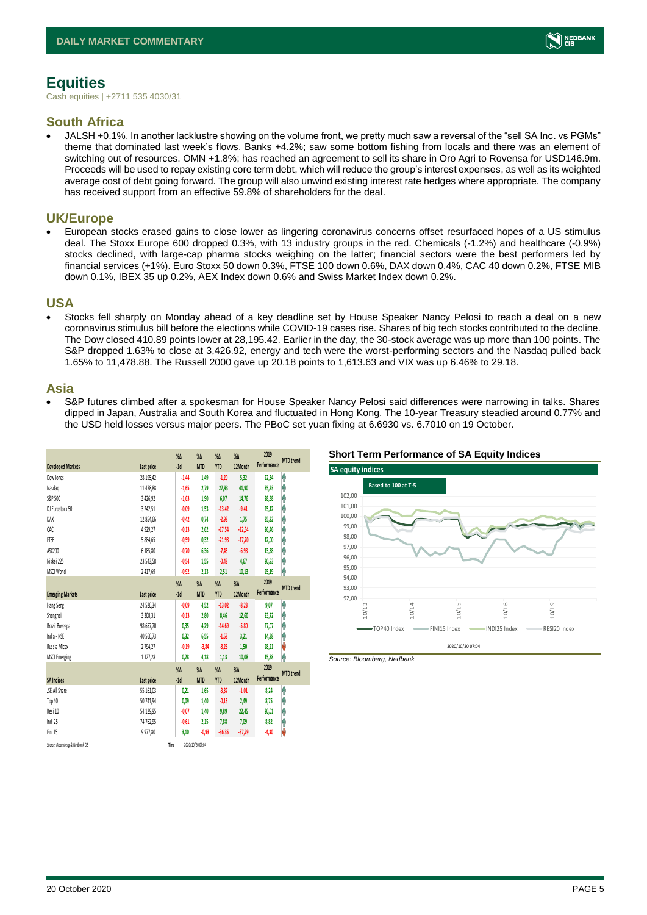# Equities

Cash equities | +2711 535 4030/31

## South Africa

- JALSH +0.1%. In another lacklustre showing on the volume front, we pretty much saw a reversal of the "sell SA Inc. vs PGMs" theme that dominated last week's flows. Banks +4.2%; saw some bottom fishing from locals and there was an element of switching out of resources. OMN +1.8%; has reached an agreement to sell its share in Oro Agri to Rovensa for USD146.9m. Proceeds will be used to repay existing core term debt, which will reduce the group's interest expenses, as well as its weighted average cost of debt going forward. The group will also unwind existing interest rate hedges where appropriate. The company has received support from an effective 59.8% of shareholders for the deal.

## UK/Europe

- European stocks erased gains to close lower as lingering coronavirus concerns offset resurfaced hopes of a US stimulus deal. The Stoxx Europe 600 dropped 0.3%, with 13 industry groups in the red. Chemicals (-1.2%) and healthcare (-0.9%) stocks declined, with large-cap pharma stocks weighing on the latter; financial sectors were the best performers led by financial services (+1%). Euro Stoxx 50 down 0.3%, FTSE 100 down 0.6%, DAX down 0.4%, CAC 40 down 0.2%, FTSE MIB down 0.1%, IBEX 35 up 0.2%, AEX Index down 0.6% and Swiss Market Index down 0.2%.

## USA

- Stocks fell sharply on Monday ahead of a key deadline set by House Speaker Nancy Pelosi to reach a deal on a new coronavirus stimulus bill before the elections while COVID-19 cases rise. Shares of big tech stocks contributed to the decline. The Dow closed 410.89 points lower at 28,195.42. Earlier in the day, the 30-stock average was up more than 100 points. The S&P dropped 1.63% to close at 3,426.92, energy and tech were the worst-performing sectors and the Nasdaq pulled back 1.65% to 11,478.88. The Russell 2000 gave up 20.18 points to 1,613.63 and VIX was up 6.46% to 29.18.

## Asia

- S&P futures climbed after a spokesman for House Speaker Nancy Pelosi said differences were narrowing in talks. Shares dipped in Japan, Australia and South Korea and fluctuated in Hong Kong. The 10-year Treasury steadied around 0.77% and the USD held losses versus major peers. The PBoC set yuan fixing at 6.6930 vs. 6.7010 on 19 October.

| Developed Markets | Last price | %Δ -1d | %Δ MTD | %Δ YTD | %Δ 12Month | 2019 Performance | MTD trend |
|---|---|---|---|---|---|---|---|
| Dow Jones | 28 195,42 | -1,44 | 1,49 | -1,20 | 5,32 | 22,34 | ↑ |
| Nasdaq | 11 478,88 | -1,65 | 2,79 | 27,93 | 41,90 | 35,23 | ↑ |
| S&P 500 | 3 426,92 | -1,63 | 1,90 | 6,07 | 14,76 | 28,88 | ↑ |
| DJ Eurostoxx 50 | 3 242,51 | -0,09 | 1,53 | -13,42 | -9,41 | 25,12 | ↑ |
| DAX | 12 854,66 | -0,42 | 0,74 | -2,98 | 1,75 | 25,22 | ↑ |
| CAC | 4 929,27 | -0,13 | 2,62 | -17,54 | -12,54 | 26,46 | ↑ |
| FTSE | 5 884,65 | -0,59 | 0,32 | -21,98 | -17,70 | 12,00 | ↑ |
| ASX200 | 6 185,80 | -0,70 | 6,36 | -7,45 | -6,98 | 13,38 | ↑ |
| Nikkei 225 | 23 543,58 | -0,54 | 1,55 | -0,48 | 4,67 | 20,93 | ↑ |
| MSCI World | 2 417,69 | -0,92 | 2,13 | 2,51 | 10,13 | 25,19 | ↑ |
| **Emerging Markets** | **Last price** | **%Δ -1d** | **%Δ MTD** | **%Δ YTD** | **%Δ 12Month** | **2019 Performance** | **MTD trend** |
| Hang Seng | 24 520,34 | -0,09 | 4,52 | -13,02 | -8,23 | 9,07 | ↑ |
| Shanghai | 3 308,31 | -0,13 | 2,80 | 8,46 | 12,60 | 23,72 | ↑ |
| Brazil Bovespa | 98 657,70 | 0,35 | 4,29 | -14,69 | -5,80 | 27,07 | ↑ |
| India - NSE | 40 560,73 | 0,32 | 6,55 | -1,68 | 3,21 | 14,38 | ↑ |
| Russia Micex | 2 794,27 | -0,19 | -3,84 | -8,26 | 1,50 | 28,21 | ↓ |
| MSCI Emerging | 1 127,28 | 0,28 | 4,18 | 1,13 | 10,08 | 15,38 | ↑ |
| **SA Indices** | **Last price** | **%Δ -1d** | **%Δ MTD** | **%Δ YTD** | **%Δ 12Month** | **2019 Performance** | **MTD trend** |
| JSE All Share | 55 161,03 | 0,21 | 1,65 | -3,37 | -1,01 | 8,24 | ↑ |
| Top 40 | 50 741,94 | 0,09 | 1,40 | -0,15 | 2,49 | 8,75 | ↑ |
| Resi 10 | 54 129,95 | -0,07 | 1,40 | 9,89 | 22,45 | 20,01 | ↑ |
| Indi 25 | 74 762,95 | -0,61 | 2,15 | 7,88 | 7,09 | 8,82 | ↑ |
| Fini 15 | 9 977,80 | 3,10 | -0,93 | -36,35 | -37,79 | -4,30 | ↓ |

Source: Bloomberg & Nedbank CIB &nbsp;&nbsp; Time 2020/10/20 07:04

**Short Term Performance of SA Equity Indices**

Source: Bloomberg, Nedbank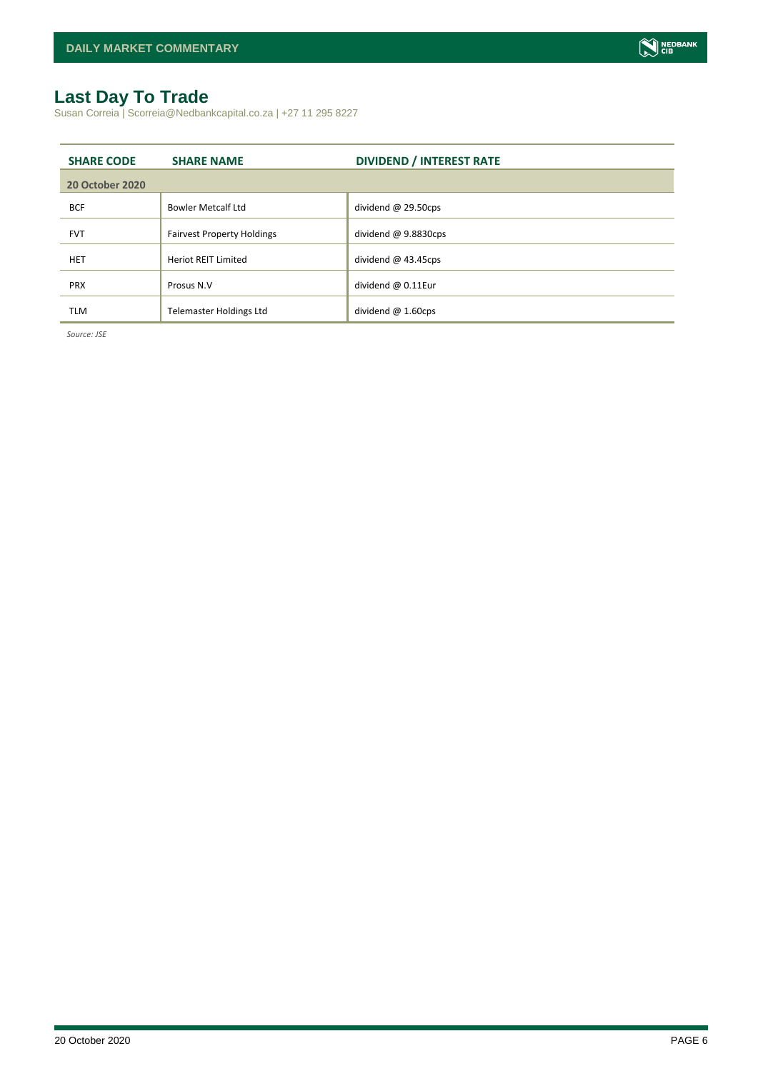# Last Day To Trade

Susan Correia | Scorreia@Nedbankcapital.co.za | +27 11 295 8227

| SHARE CODE | SHARE NAME | DIVIDEND / INTEREST RATE |
|---|---|---|
| **20 October 2020** | | |
| BCF | Bowler Metcalf Ltd | dividend @ 29.50cps |
| FVT | Fairvest Property Holdings | dividend @ 9.8830cps |
| HET | Heriot REIT Limited | dividend @ 43.45cps |
| PRX | Prosus N.V | dividend @ 0.11Eur |
| TLM | Telemaster Holdings Ltd | dividend @ 1.60cps |

*Source: JSE*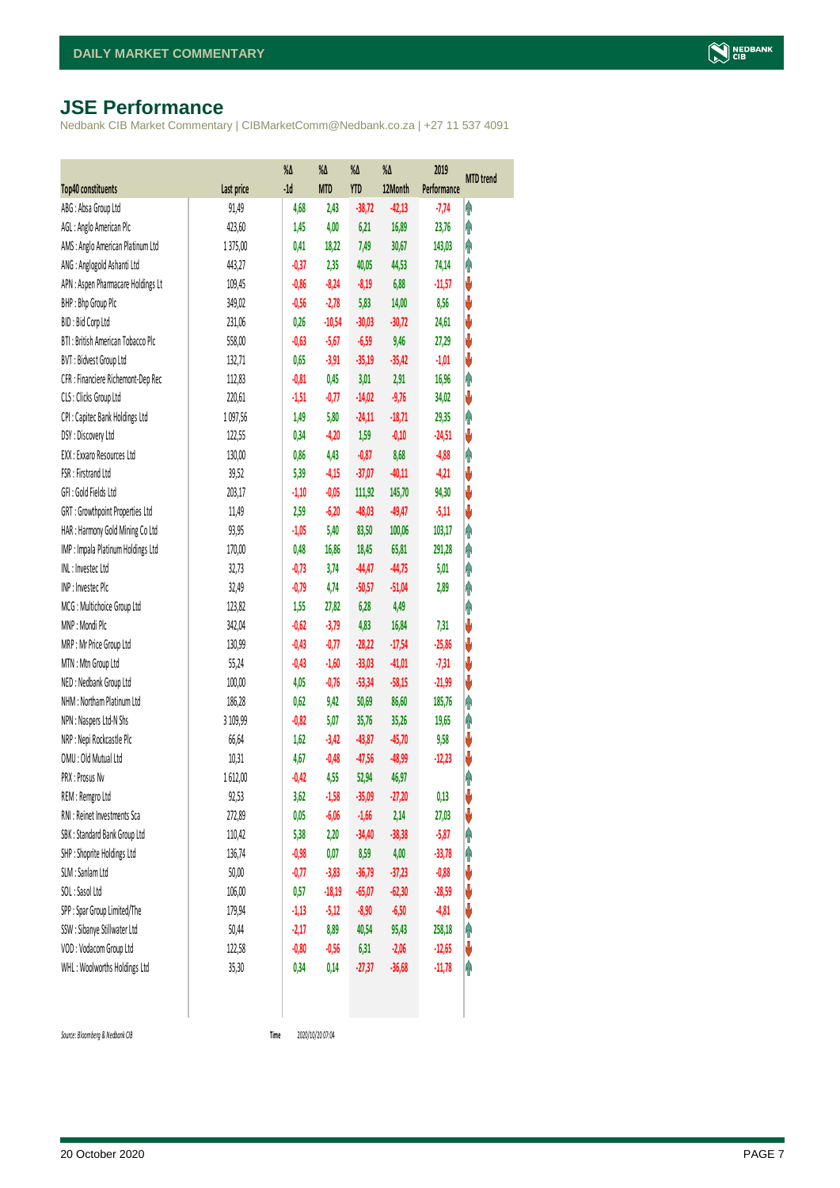# JSE Performance

Nedbank CIB Market Commentary | CIBMarketComm@Nedbank.co.za | +27 11 537 4091

| Top40 constituents | Last price | %Δ -1d | %Δ MTD | %Δ YTD | %Δ 12Month | 2019 Performance | MTD trend |
|---|---|---|---|---|---|---|---|
| ABG : Absa Group Ltd | 91,49 | 4,68 | 2,43 | -38,72 | -42,13 | -7,74 | ↑ |
| AGL : Anglo American Plc | 423,60 | 1,45 | 4,00 | 6,21 | 16,89 | 23,76 | ↑ |
| AMS : Anglo American Platinum Ltd | 1 375,00 | 0,41 | 18,22 | 7,49 | 30,67 | 143,03 | ↑ |
| ANG : Anglogold Ashanti Ltd | 443,27 | -0,37 | 2,35 | 40,05 | 44,53 | 74,14 | ↑ |
| APN : Aspen Pharmacare Holdings Lt | 109,45 | -0,86 | -8,24 | -8,19 | 6,88 | -11,57 | ↓ |
| BHP : Bhp Group Plc | 349,02 | -0,56 | -2,78 | 5,83 | 14,00 | 8,56 | ↓ |
| BID : Bid Corp Ltd | 231,06 | 0,26 | -10,54 | -30,03 | -30,72 | 24,61 | ↓ |
| BTI : British American Tobacco Plc | 558,00 | -0,63 | -5,67 | -6,59 | 9,46 | 27,29 | ↓ |
| BVT : Bidvest Group Ltd | 132,71 | 0,65 | -3,91 | -35,19 | -35,42 | -1,01 | ↓ |
| CFR : Financiere Richemont-Dep Rec | 112,83 | -0,81 | 0,45 | 3,01 | 2,91 | 16,96 | ↑ |
| CLS : Clicks Group Ltd | 220,61 | -1,51 | -0,77 | -14,02 | -9,76 | 34,02 | ↓ |
| CPI : Capitec Bank Holdings Ltd | 1 097,56 | 1,49 | 5,80 | -24,11 | -18,71 | 29,35 | ↑ |
| DSY : Discovery Ltd | 122,55 | 0,34 | -4,20 | 1,59 | -0,10 | -24,51 | ↓ |
| EXX : Exxaro Resources Ltd | 130,00 | 0,86 | 4,43 | -0,87 | 8,68 | -4,88 | ↑ |
| FSR : Firstrand Ltd | 39,52 | 5,39 | -4,15 | -37,07 | -40,11 | -4,21 | ↓ |
| GFI : Gold Fields Ltd | 203,17 | -1,10 | -0,05 | 111,92 | 145,70 | 94,30 | ↓ |
| GRT : Growthpoint Properties Ltd | 11,49 | 2,59 | -6,20 | -48,03 | -49,47 | -5,11 | ↓ |
| HAR : Harmony Gold Mining Co Ltd | 93,95 | -1,05 | 5,40 | 83,50 | 100,06 | 103,17 | ↑ |
| IMP : Impala Platinum Holdings Ltd | 170,00 | 0,48 | 16,86 | 18,45 | 65,81 | 291,28 | ↑ |
| INL : Investec Ltd | 32,73 | -0,73 | 3,74 | -44,47 | -44,75 | 5,01 | ↑ |
| INP : Investec Plc | 32,49 | -0,79 | 4,74 | -50,57 | -51,04 | 2,89 | ↑ |
| MCG : Multichoice Group Ltd | 123,82 | 1,55 | 27,82 | 6,28 | 4,49 | | ↑ |
| MNP : Mondi Plc | 342,04 | -0,62 | -3,79 | 4,83 | 16,84 | 7,31 | ↓ |
| MRP : Mr Price Group Ltd | 130,99 | -0,43 | -0,77 | -28,22 | -17,54 | -25,86 | ↓ |
| MTN : Mtn Group Ltd | 55,24 | -0,43 | -1,60 | -33,03 | -41,01 | -7,31 | ↓ |
| NED : Nedbank Group Ltd | 100,00 | 4,05 | -0,76 | -53,34 | -58,15 | -21,99 | ↓ |
| NHM : Northam Platinum Ltd | 186,28 | 0,62 | 9,42 | 50,69 | 86,60 | 185,76 | ↑ |
| NPN : Naspers Ltd-N Shs | 3 109,99 | -0,82 | 5,07 | 35,76 | 35,26 | 19,65 | ↑ |
| NRP : Nepi Rockcastle Plc | 66,64 | 1,62 | -3,42 | -43,87 | -45,70 | 9,58 | ↓ |
| OMU : Old Mutual Ltd | 10,31 | 4,67 | -0,48 | -47,56 | -48,99 | -12,23 | ↓ |
| PRX : Prosus Nv | 1 612,00 | -0,42 | 4,55 | 52,94 | 46,97 | | ↑ |
| REM : Remgro Ltd | 92,53 | 3,62 | -1,58 | -35,09 | -27,20 | 0,13 | ↓ |
| RNI : Reinet Investments Sca | 272,89 | 0,05 | -6,06 | -1,66 | 2,14 | 27,03 | ↓ |
| SBK : Standard Bank Group Ltd | 110,42 | 5,38 | 2,20 | -34,40 | -38,38 | -5,87 | ↑ |
| SHP : Shoprite Holdings Ltd | 136,74 | -0,98 | 0,07 | 8,59 | 4,00 | -33,78 | ↑ |
| SLM : Sanlam Ltd | 50,00 | -0,77 | -3,83 | -36,79 | -37,23 | -0,88 | ↓ |
| SOL : Sasol Ltd | 106,00 | 0,57 | -18,19 | -65,07 | -62,30 | -28,59 | ↓ |
| SPP : Spar Group Limited/The | 179,94 | -1,13 | -5,12 | -8,90 | -6,50 | -4,81 | ↓ |
| SSW : Sibanye Stillwater Ltd | 50,44 | -2,17 | 8,89 | 40,54 | 95,43 | 258,18 | ↑ |
| VOD : Vodacom Group Ltd | 122,58 | -0,80 | -0,56 | 6,31 | -2,06 | -12,65 | ↓ |
| WHL : Woolworths Holdings Ltd | 35,30 | 0,34 | 0,14 | -27,37 | -36,68 | -11,78 | ↑ |

*Source: Bloomberg & Nedbank CIB* Time 2020/10/20 07:04

20 October 2020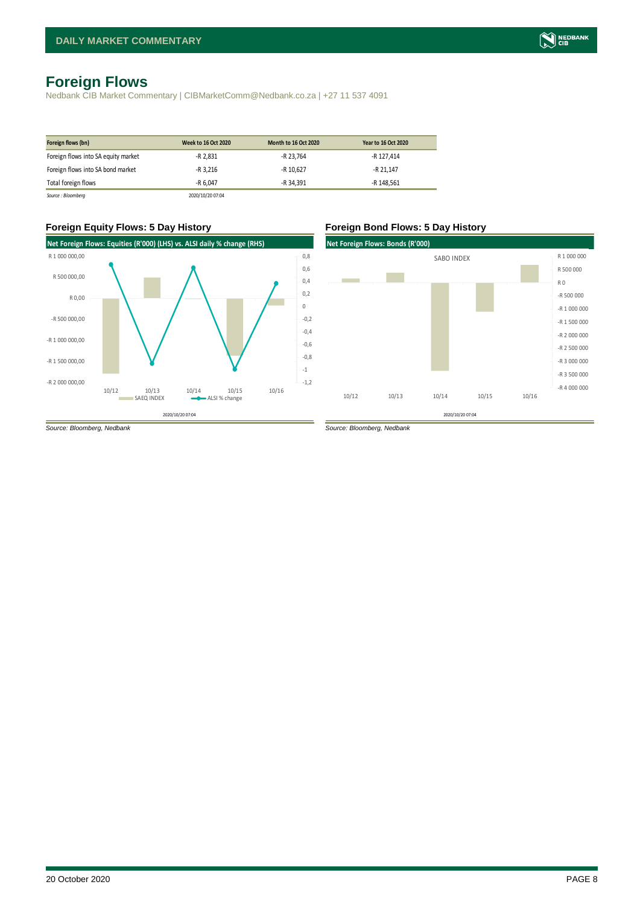# Foreign Flows

Nedbank CIB Market Commentary | CIBMarketComm@Nedbank.co.za | +27 11 537 4091

| Foreign flows (bn) | Week to 16 Oct 2020 | Month to 16 Oct 2020 | Year to 16 Oct 2020 |
|---|---|---|---|
| Foreign flows into SA equity market | -R 2,831 | -R 23,764 | -R 127,414 |
| Foreign flows into SA bond market | -R 3,216 | -R 10,627 | -R 21,147 |
| Total foreign flows | -R 6,047 | -R 34,391 | -R 148,561 |

*Source : Bloomberg* 2020/10/20 07:04

### Foreign Equity Flows: 5 Day History

Net Foreign Flows: Equities (R'000) (LHS) vs. ALSI daily % change (RHS)

*Source: Bloomberg, Nedbank*

### Foreign Bond Flows: 5 Day History

Net Foreign Flows: Bonds (R'000)

*Source: Bloomberg, Nedbank*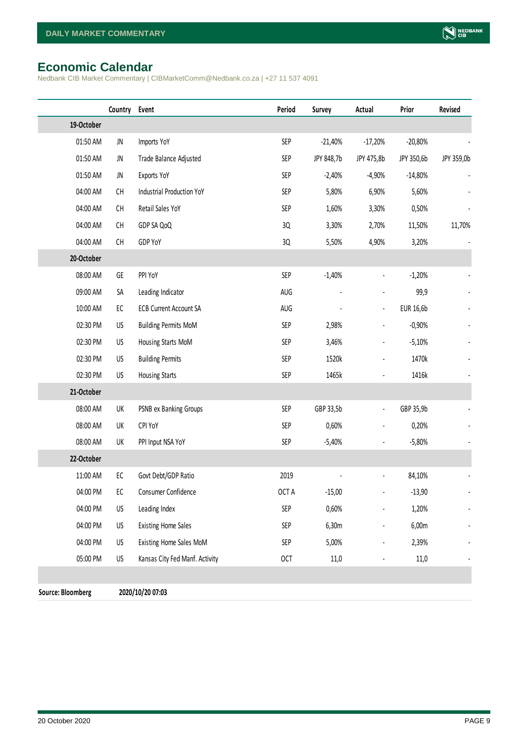## Economic Calendar

Nedbank CIB Market Commentary | CIBMarketComm@Nedbank.co.za | +27 11 537 4091

| | Country | Event | Period | Survey | Actual | Prior | Revised |
|---|---|---|---|---|---|---|---|
| **19-October** | | | | | | | |
| 01:50 AM | JN | Imports YoY | SEP | -21,40% | -17,20% | -20,80% | - |
| 01:50 AM | JN | Trade Balance Adjusted | SEP | JPY 848,7b | JPY 475,8b | JPY 350,6b | JPY 359,0b |
| 01:50 AM | JN | Exports YoY | SEP | -2,40% | -4,90% | -14,80% | - |
| 04:00 AM | CH | Industrial Production YoY | SEP | 5,80% | 6,90% | 5,60% | - |
| 04:00 AM | CH | Retail Sales YoY | SEP | 1,60% | 3,30% | 0,50% | - |
| 04:00 AM | CH | GDP SA QoQ | 3Q | 3,30% | 2,70% | 11,50% | 11,70% |
| 04:00 AM | CH | GDP YoY | 3Q | 5,50% | 4,90% | 3,20% | - |
| **20-October** | | | | | | | |
| 08:00 AM | GE | PPI YoY | SEP | -1,40% | - | -1,20% | - |
| 09:00 AM | SA | Leading Indicator | AUG | - | - | 99,9 | - |
| 10:00 AM | EC | ECB Current Account SA | AUG | - | - | EUR 16,6b | - |
| 02:30 PM | US | Building Permits MoM | SEP | 2,98% | - | -0,90% | - |
| 02:30 PM | US | Housing Starts MoM | SEP | 3,46% | - | -5,10% | - |
| 02:30 PM | US | Building Permits | SEP | 1520k | - | 1470k | - |
| 02:30 PM | US | Housing Starts | SEP | 1465k | - | 1416k | - |
| **21-October** | | | | | | | |
| 08:00 AM | UK | PSNB ex Banking Groups | SEP | GBP 33,5b | - | GBP 35,9b | - |
| 08:00 AM | UK | CPI YoY | SEP | 0,60% | - | 0,20% | - |
| 08:00 AM | UK | PPI Input NSA YoY | SEP | -5,40% | - | -5,80% | - |
| **22-October** | | | | | | | |
| 11:00 AM | EC | Govt Debt/GDP Ratio | 2019 | - | - | 84,10% | - |
| 04:00 PM | EC | Consumer Confidence | OCT A | -15,00 | - | -13,90 | - |
| 04:00 PM | US | Leading Index | SEP | 0,60% | - | 1,20% | - |
| 04:00 PM | US | Existing Home Sales | SEP | 6,30m | - | 6,00m | - |
| 04:00 PM | US | Existing Home Sales MoM | SEP | 5,00% | - | 2,39% | - |
| 05:00 PM | US | Kansas City Fed Manf. Activity | OCT | 11,0 | - | 11,0 | - |

**Source: Bloomberg** **2020/10/20 07:03**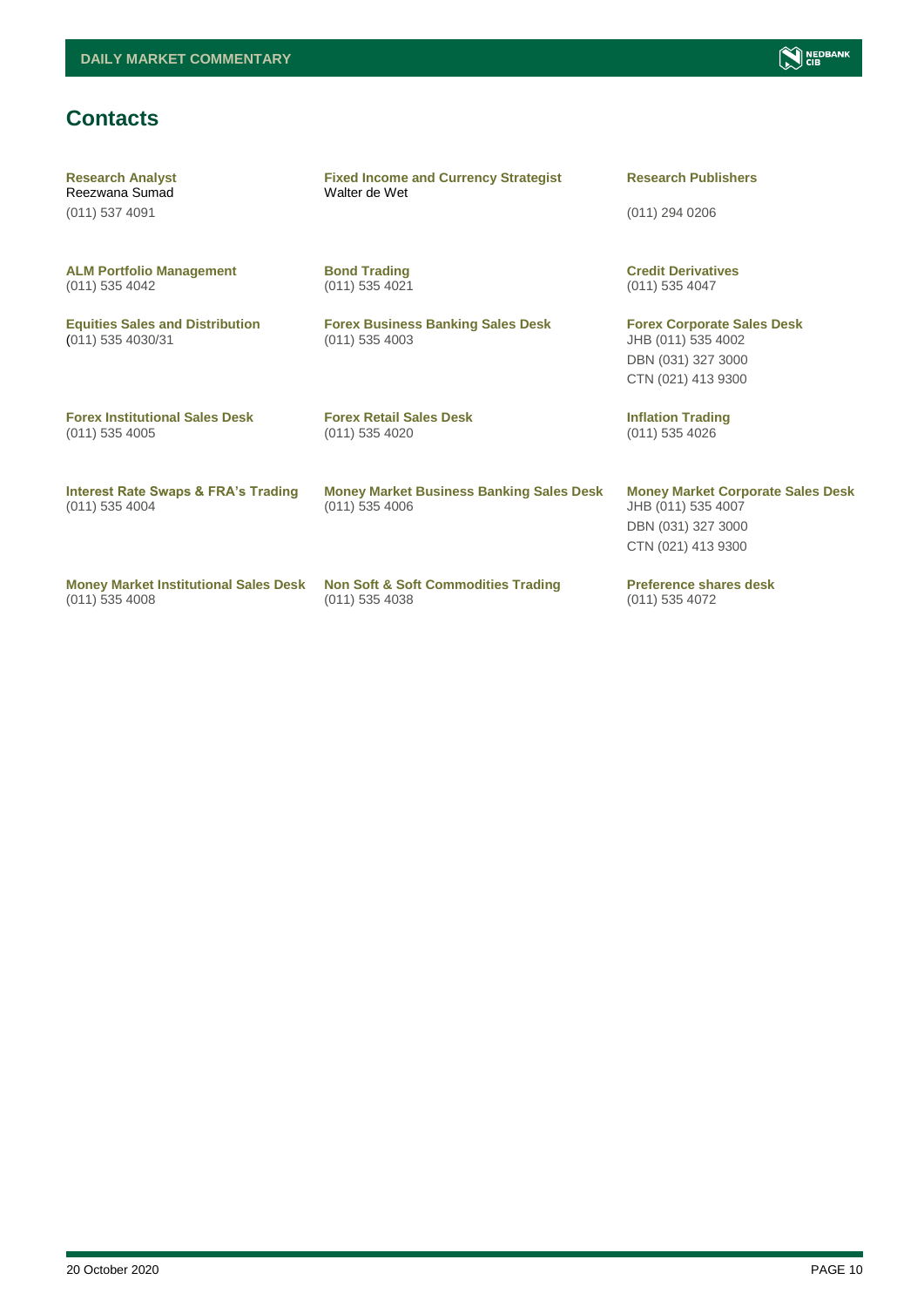## Contacts

**Research Analyst**
Reezwana Sumad
(011) 537 4091

**Fixed Income and Currency Strategist**
Walter de Wet

**Research Publishers**
(011) 294 0206

**ALM Portfolio Management**
(011) 535 4042

**Bond Trading**
(011) 535 4021

**Credit Derivatives**
(011) 535 4047

**Equities Sales and Distribution**
(011) 535 4030/31

**Forex Business Banking Sales Desk**
(011) 535 4003

**Forex Corporate Sales Desk**
JHB (011) 535 4002
DBN (031) 327 3000
CTN (021) 413 9300

**Forex Institutional Sales Desk**
(011) 535 4005

**Forex Retail Sales Desk**
(011) 535 4020

**Inflation Trading**
(011) 535 4026

**Interest Rate Swaps & FRA's Trading**
(011) 535 4004

**Money Market Business Banking Sales Desk**
(011) 535 4006

**Money Market Corporate Sales Desk**
JHB (011) 535 4007
DBN (031) 327 3000
CTN (021) 413 9300

**Money Market Institutional Sales Desk**
(011) 535 4008

**Non Soft & Soft Commodities Trading**
(011) 535 4038

**Preference shares desk**
(011) 535 4072